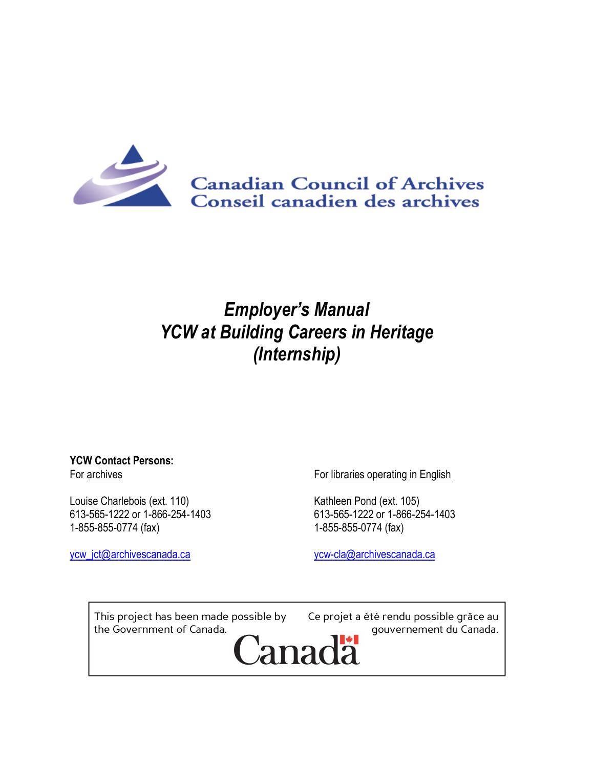Canadian Council of Archives
Conseil canadien des archives

# *Employer's Manual*
# *YCW at Building Careers in Heritage (Internship)*

**YCW Contact Persons:**

For archives

Louise Charlebois (ext. 110)
613-565-1222 or 1-866-254-1403
1-855-855-0774 (fax)

ycw_jct@archivescanada.ca

For libraries operating in English

Kathleen Pond (ext. 105)
613-565-1222 or 1-866-254-1403
1-855-855-0774 (fax)

ycw-cla@archivescanada.ca

This project has been made possible by the Government of Canada.

Ce projet a été rendu possible grâce au gouvernement du Canada.

Canada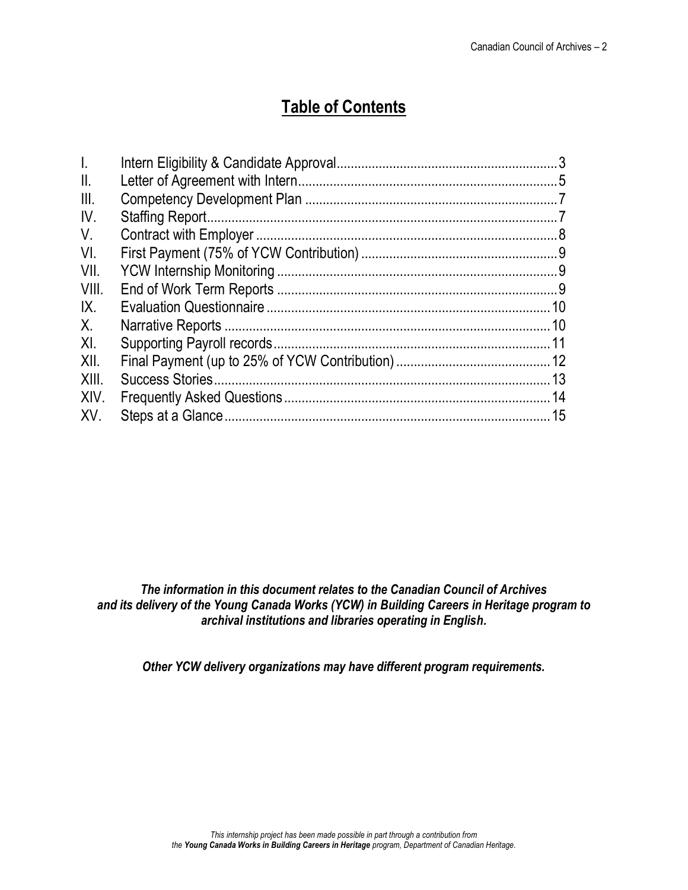# Table of Contents

| | | |
|---|---|---|
| I. | Intern Eligibility & Candidate Approval | 3 |
| II. | Letter of Agreement with Intern | 5 |
| III. | Competency Development Plan | 7 |
| IV. | Staffing Report | 7 |
| V. | Contract with Employer | 8 |
| VI. | First Payment (75% of YCW Contribution) | 9 |
| VII. | YCW Internship Monitoring | 9 |
| VIII. | End of Work Term Reports | 9 |
| IX. | Evaluation Questionnaire | 10 |
| X. | Narrative Reports | 10 |
| XI. | Supporting Payroll records | 11 |
| XII. | Final Payment (up to 25% of YCW Contribution) | 12 |
| XIII. | Success Stories | 13 |
| XIV. | Frequently Asked Questions | 14 |
| XV. | Steps at a Glance | 15 |

***The information in this document relates to the Canadian Council of Archives and its delivery of the Young Canada Works (YCW) in Building Careers in Heritage program to archival institutions and libraries operating in English.***

***Other YCW delivery organizations may have different program requirements.***

*This internship project has been made possible in part through a contribution from the **Young Canada Works in Building Careers in Heritage** program, Department of Canadian Heritage.*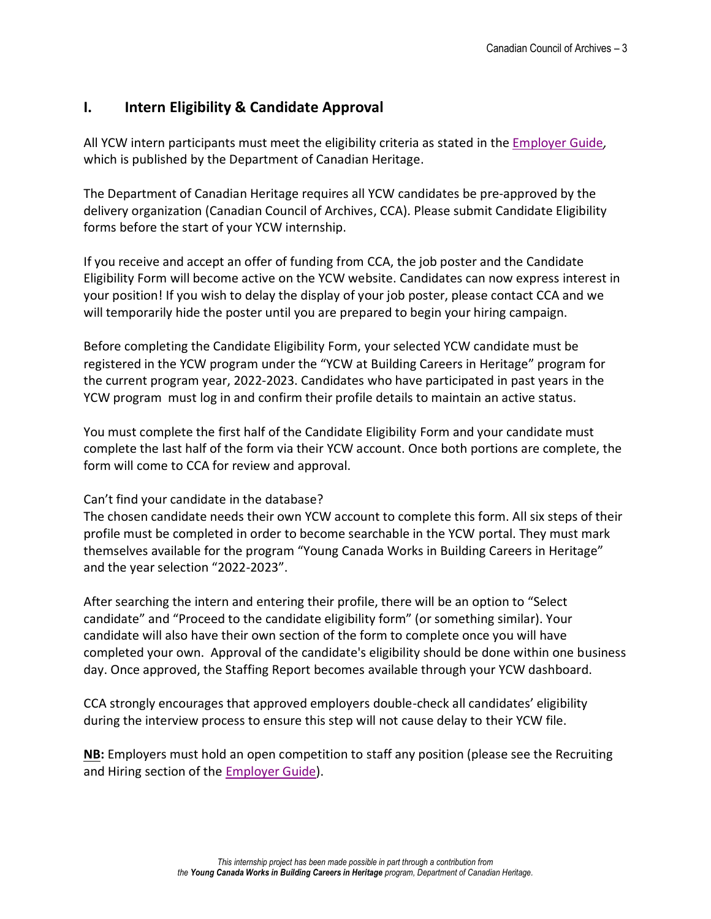## I. Intern Eligibility & Candidate Approval

All YCW intern participants must meet the eligibility criteria as stated in the Employer Guide, which is published by the Department of Canadian Heritage.

The Department of Canadian Heritage requires all YCW candidates be pre-approved by the delivery organization (Canadian Council of Archives, CCA). Please submit Candidate Eligibility forms before the start of your YCW internship.

If you receive and accept an offer of funding from CCA, the job poster and the Candidate Eligibility Form will become active on the YCW website. Candidates can now express interest in your position! If you wish to delay the display of your job poster, please contact CCA and we will temporarily hide the poster until you are prepared to begin your hiring campaign.

Before completing the Candidate Eligibility Form, your selected YCW candidate must be registered in the YCW program under the "YCW at Building Careers in Heritage" program for the current program year, 2022-2023. Candidates who have participated in past years in the YCW program must log in and confirm their profile details to maintain an active status.

You must complete the first half of the Candidate Eligibility Form and your candidate must complete the last half of the form via their YCW account. Once both portions are complete, the form will come to CCA for review and approval.

Can't find your candidate in the database?
The chosen candidate needs their own YCW account to complete this form. All six steps of their profile must be completed in order to become searchable in the YCW portal. They must mark themselves available for the program "Young Canada Works in Building Careers in Heritage" and the year selection "2022-2023".

After searching the intern and entering their profile, there will be an option to "Select candidate" and "Proceed to the candidate eligibility form" (or something similar). Your candidate will also have their own section of the form to complete once you will have completed your own. Approval of the candidate's eligibility should be done within one business day. Once approved, the Staffing Report becomes available through your YCW dashboard.

CCA strongly encourages that approved employers double-check all candidates' eligibility during the interview process to ensure this step will not cause delay to their YCW file.

**NB:** Employers must hold an open competition to staff any position (please see the Recruiting and Hiring section of the Employer Guide).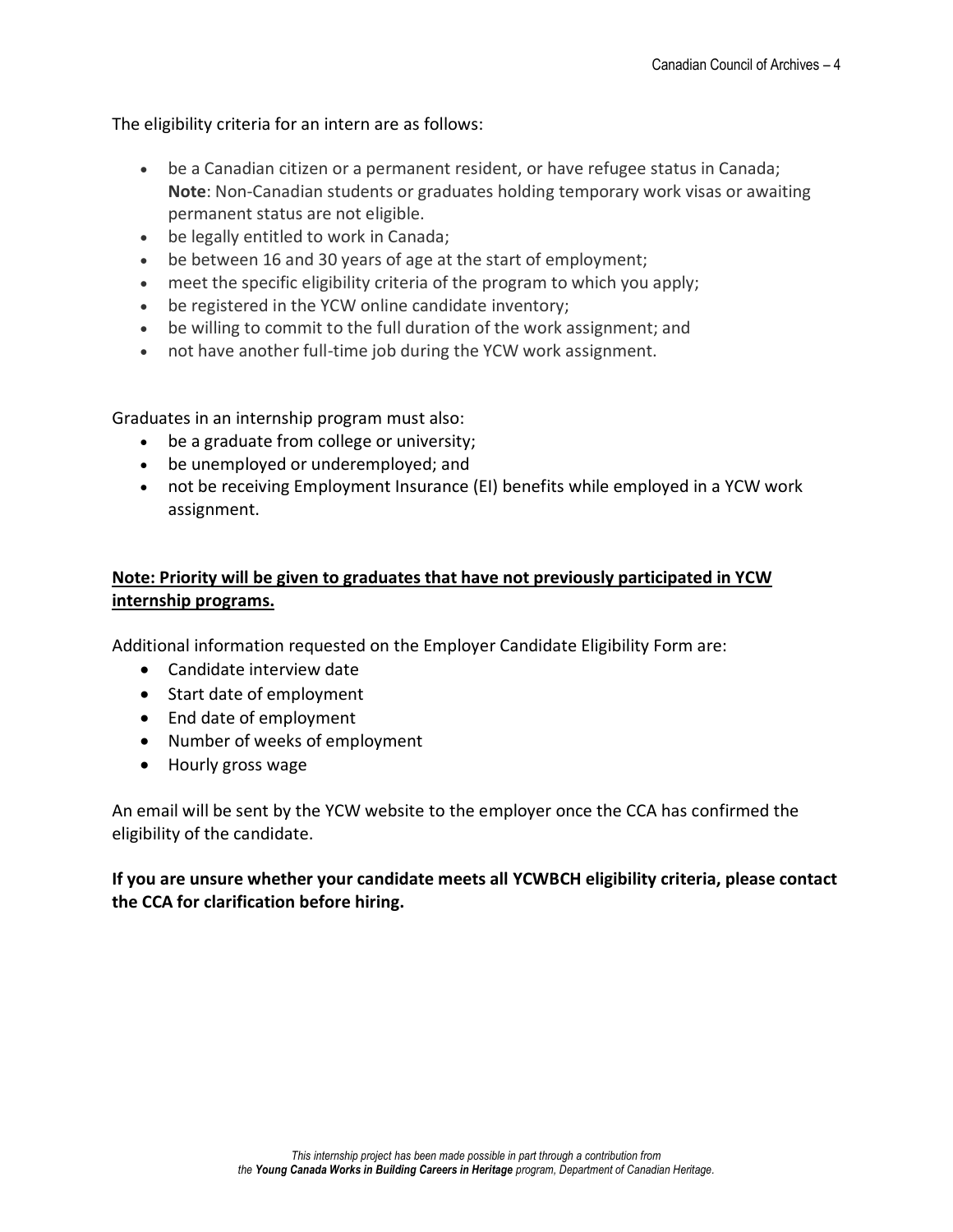The eligibility criteria for an intern are as follows:

- be a Canadian citizen or a permanent resident, or have refugee status in Canada; **Note**: Non-Canadian students or graduates holding temporary work visas or awaiting permanent status are not eligible.
- be legally entitled to work in Canada;
- be between 16 and 30 years of age at the start of employment;
- meet the specific eligibility criteria of the program to which you apply;
- be registered in the YCW online candidate inventory;
- be willing to commit to the full duration of the work assignment; and
- not have another full-time job during the YCW work assignment.

Graduates in an internship program must also:

- be a graduate from college or university;
- be unemployed or underemployed; and
- not be receiving Employment Insurance (EI) benefits while employed in a YCW work assignment.

**<u>Note: Priority will be given to graduates that have not previously participated in YCW internship programs.</u>**

Additional information requested on the Employer Candidate Eligibility Form are:

- Candidate interview date
- Start date of employment
- End date of employment
- Number of weeks of employment
- Hourly gross wage

An email will be sent by the YCW website to the employer once the CCA has confirmed the eligibility of the candidate.

**If you are unsure whether your candidate meets all YCWBCH eligibility criteria, please contact the CCA for clarification before hiring.**

*This internship project has been made possible in part through a contribution from the* ***Young Canada Works in Building Careers in Heritage*** *program, Department of Canadian Heritage.*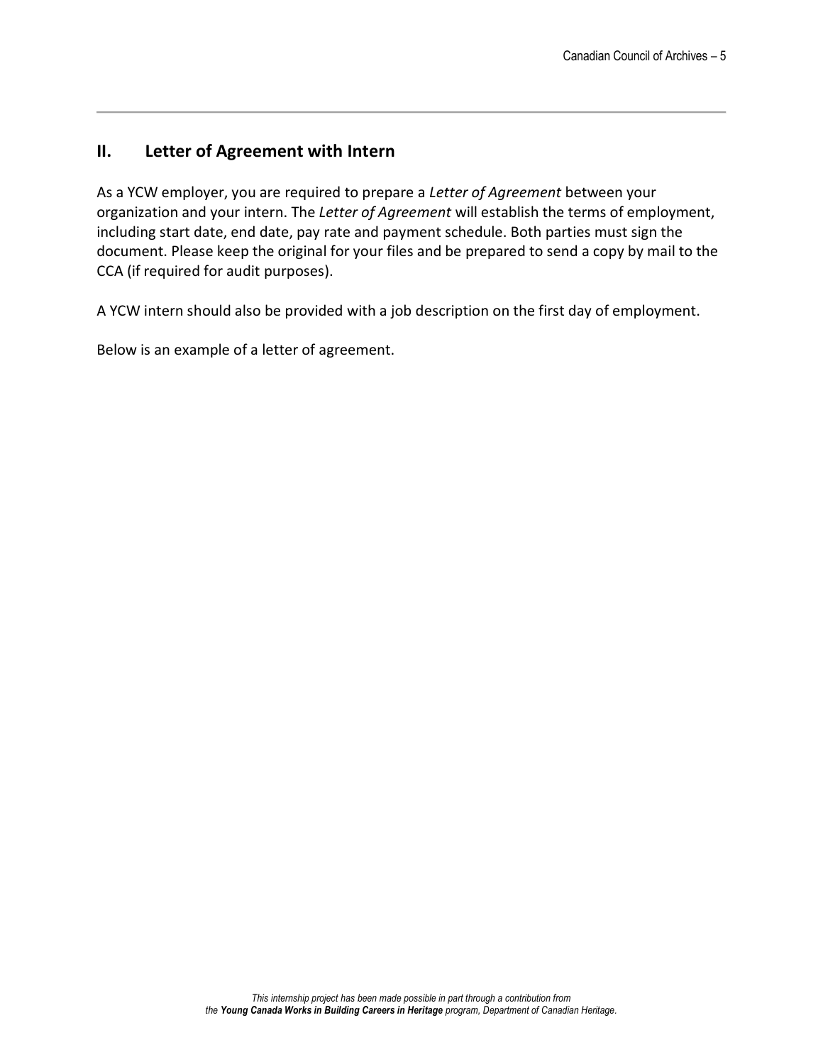## II. Letter of Agreement with Intern

As a YCW employer, you are required to prepare a *Letter of Agreement* between your organization and your intern. The *Letter of Agreement* will establish the terms of employment, including start date, end date, pay rate and payment schedule. Both parties must sign the document. Please keep the original for your files and be prepared to send a copy by mail to the CCA (if required for audit purposes).

A YCW intern should also be provided with a job description on the first day of employment.

Below is an example of a letter of agreement.

*This internship project has been made possible in part through a contribution from the **Young Canada Works in Building Careers in Heritage** program, Department of Canadian Heritage.*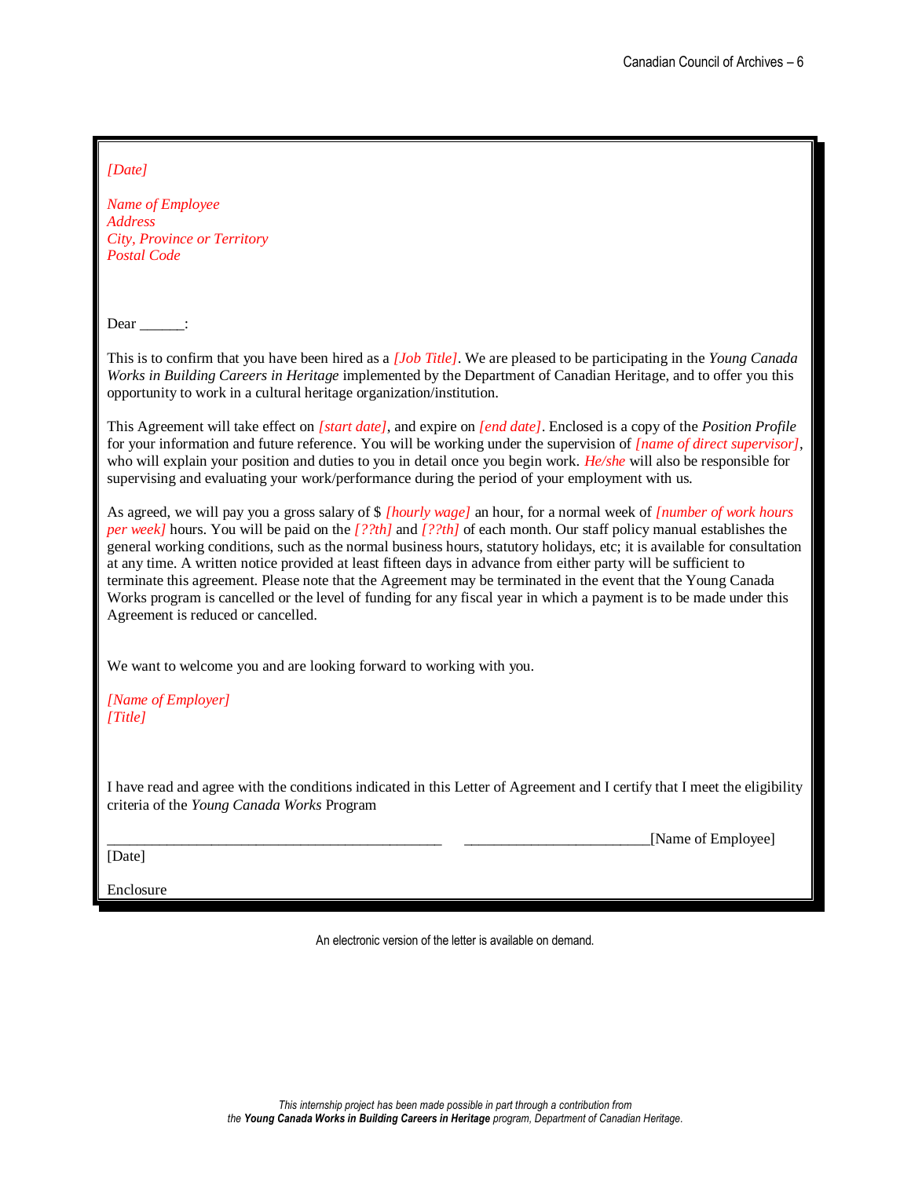*[Date]*

*Name of Employee*
*Address*
*City, Province or Territory*
*Postal Code*

Dear ______:

This is to confirm that you have been hired as a *[Job Title]*. We are pleased to be participating in the *Young Canada Works in Building Careers in Heritage* implemented by the Department of Canadian Heritage, and to offer you this opportunity to work in a cultural heritage organization/institution.

This Agreement will take effect on *[start date]*, and expire on *[end date]*. Enclosed is a copy of the *Position Profile* for your information and future reference. You will be working under the supervision of *[name of direct supervisor]*, who will explain your position and duties to you in detail once you begin work. *He/she* will also be responsible for supervising and evaluating your work/performance during the period of your employment with us.

As agreed, we will pay you a gross salary of $ *[hourly wage]* an hour, for a normal week of *[number of work hours per week]* hours. You will be paid on the *[??th]* and *[??th]* of each month. Our staff policy manual establishes the general working conditions, such as the normal business hours, statutory holidays, etc; it is available for consultation at any time. A written notice provided at least fifteen days in advance from either party will be sufficient to terminate this agreement. Please note that the Agreement may be terminated in the event that the Young Canada Works program is cancelled or the level of funding for any fiscal year in which a payment is to be made under this Agreement is reduced or cancelled.

We want to welcome you and are looking forward to working with you.

*[Name of Employer]*
*[Title]*

I have read and agree with the conditions indicated in this Letter of Agreement and I certify that I meet the eligibility criteria of the *Young Canada Works* Program

_____________________________________________ &nbsp;&nbsp;&nbsp; _________________________[Name of Employee]
[Date]

Enclosure

An electronic version of the letter is available on demand.

*This internship project has been made possible in part through a contribution from the* ***Young Canada Works in Building Careers in Heritage*** *program, Department of Canadian Heritage.*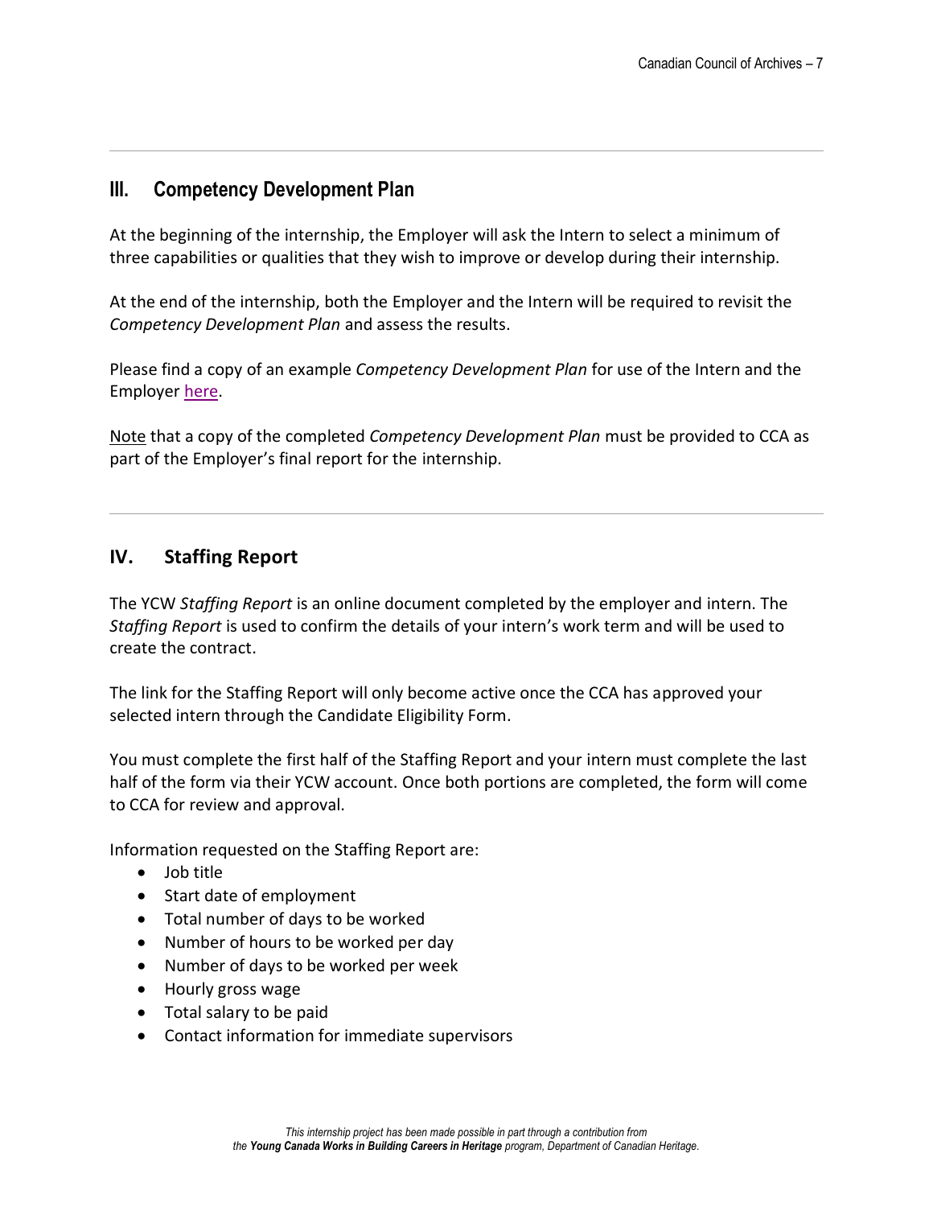## III. Competency Development Plan

At the beginning of the internship, the Employer will ask the Intern to select a minimum of three capabilities or qualities that they wish to improve or develop during their internship.

At the end of the internship, both the Employer and the Intern will be required to revisit the *Competency Development Plan* and assess the results.

Please find a copy of an example *Competency Development Plan* for use of the Intern and the Employer here.

Note that a copy of the completed *Competency Development Plan* must be provided to CCA as part of the Employer's final report for the internship.

## IV. Staffing Report

The YCW *Staffing Report* is an online document completed by the employer and intern. The *Staffing Report* is used to confirm the details of your intern's work term and will be used to create the contract.

The link for the Staffing Report will only become active once the CCA has approved your selected intern through the Candidate Eligibility Form.

You must complete the first half of the Staffing Report and your intern must complete the last half of the form via their YCW account. Once both portions are completed, the form will come to CCA for review and approval.

Information requested on the Staffing Report are:

- Job title
- Start date of employment
- Total number of days to be worked
- Number of hours to be worked per day
- Number of days to be worked per week
- Hourly gross wage
- Total salary to be paid
- Contact information for immediate supervisors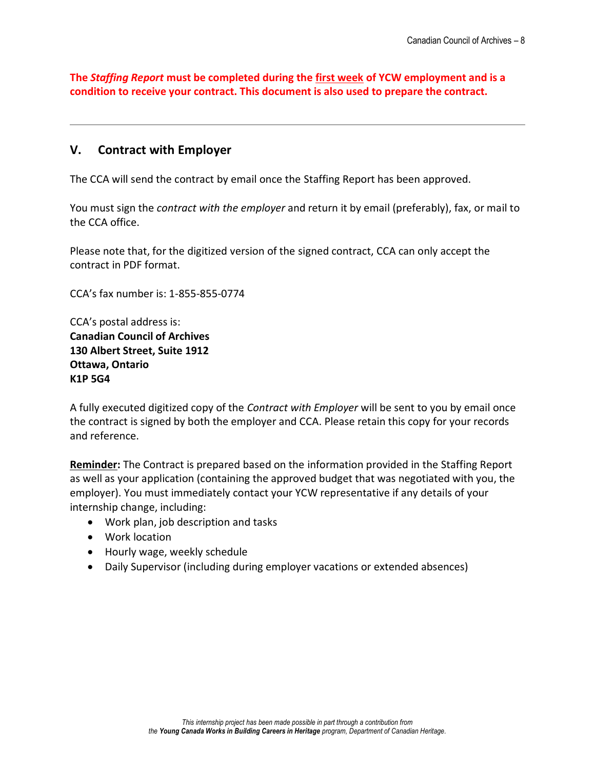**The *Staffing Report* must be completed during the first week of YCW employment and is a condition to receive your contract. This document is also used to prepare the contract.**

---

## V. Contract with Employer

The CCA will send the contract by email once the Staffing Report has been approved.

You must sign the *contract with the employer* and return it by email (preferably), fax, or mail to the CCA office.

Please note that, for the digitized version of the signed contract, CCA can only accept the contract in PDF format.

CCA's fax number is: 1-855-855-0774

CCA's postal address is:
**Canadian Council of Archives**
**130 Albert Street, Suite 1912**
**Ottawa, Ontario**
**K1P 5G4**

A fully executed digitized copy of the *Contract with Employer* will be sent to you by email once the contract is signed by both the employer and CCA. Please retain this copy for your records and reference.

**Reminder:** The Contract is prepared based on the information provided in the Staffing Report as well as your application (containing the approved budget that was negotiated with you, the employer). You must immediately contact your YCW representative if any details of your internship change, including:

- Work plan, job description and tasks
- Work location
- Hourly wage, weekly schedule
- Daily Supervisor (including during employer vacations or extended absences)

*This internship project has been made possible in part through a contribution from the **Young Canada Works in Building Careers in Heritage** program, Department of Canadian Heritage.*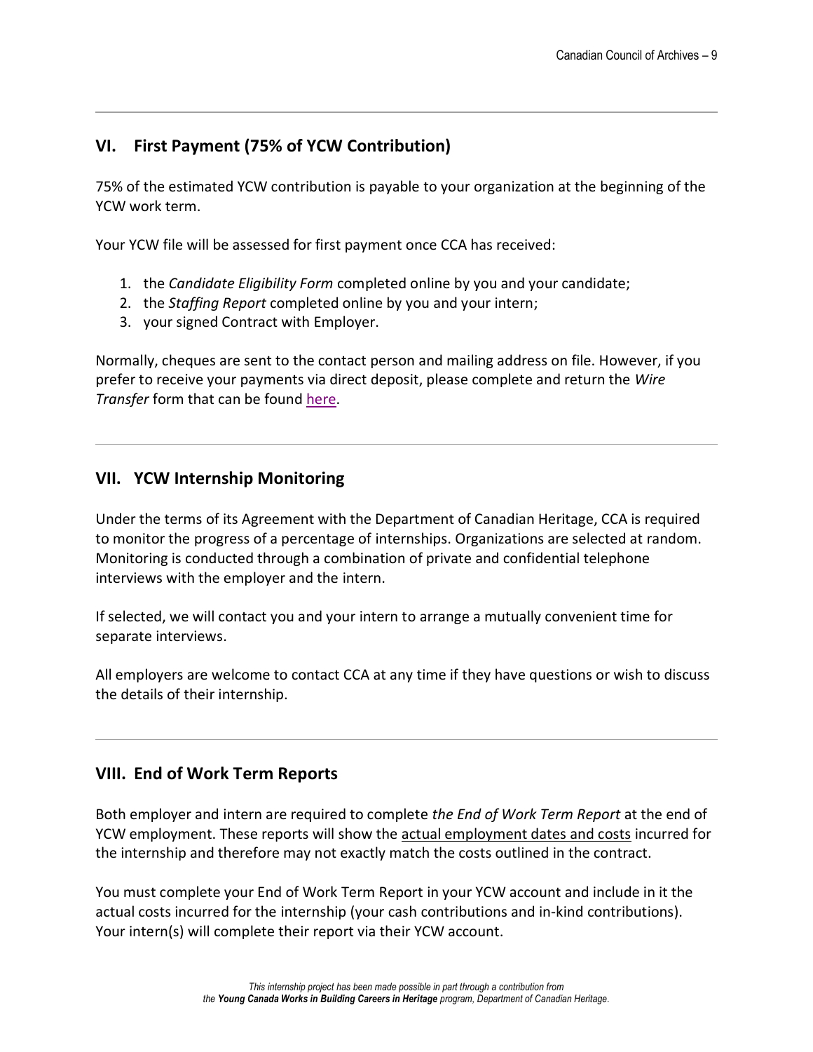## VI. First Payment (75% of YCW Contribution)

75% of the estimated YCW contribution is payable to your organization at the beginning of the YCW work term.

Your YCW file will be assessed for first payment once CCA has received:

1. the *Candidate Eligibility Form* completed online by you and your candidate;
2. the *Staffing Report* completed online by you and your intern;
3. your signed Contract with Employer.

Normally, cheques are sent to the contact person and mailing address on file. However, if you prefer to receive your payments via direct deposit, please complete and return the *Wire Transfer* form that can be found here.

## VII. YCW Internship Monitoring

Under the terms of its Agreement with the Department of Canadian Heritage, CCA is required to monitor the progress of a percentage of internships. Organizations are selected at random. Monitoring is conducted through a combination of private and confidential telephone interviews with the employer and the intern.

If selected, we will contact you and your intern to arrange a mutually convenient time for separate interviews.

All employers are welcome to contact CCA at any time if they have questions or wish to discuss the details of their internship.

## VIII. End of Work Term Reports

Both employer and intern are required to complete *the End of Work Term Report* at the end of YCW employment. These reports will show the actual employment dates and costs incurred for the internship and therefore may not exactly match the costs outlined in the contract.

You must complete your End of Work Term Report in your YCW account and include in it the actual costs incurred for the internship (your cash contributions and in-kind contributions). Your intern(s) will complete their report via their YCW account.

*This internship project has been made possible in part through a contribution from the **Young Canada Works in Building Careers in Heritage** program, Department of Canadian Heritage.*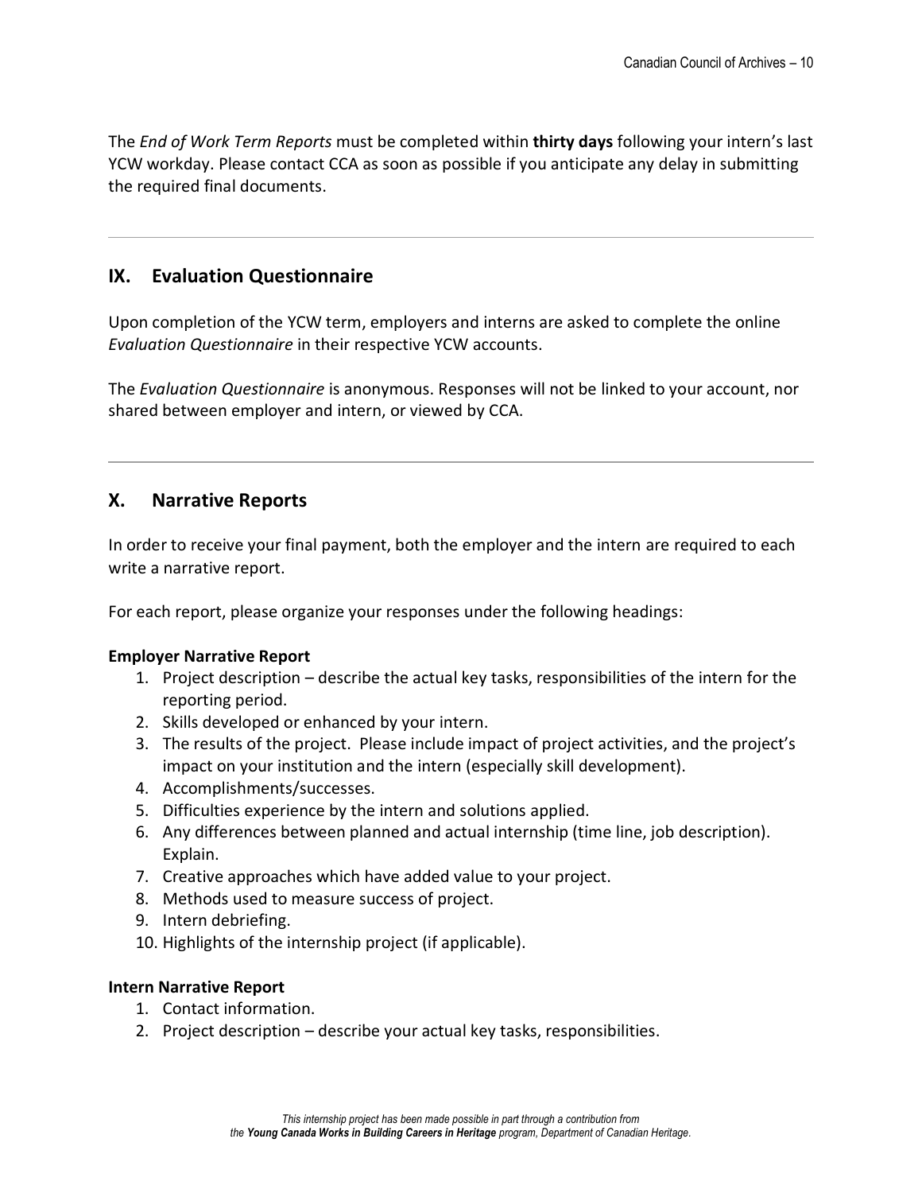The *End of Work Term Reports* must be completed within **thirty days** following your intern's last YCW workday. Please contact CCA as soon as possible if you anticipate any delay in submitting the required final documents.

---

## IX. Evaluation Questionnaire

Upon completion of the YCW term, employers and interns are asked to complete the online *Evaluation Questionnaire* in their respective YCW accounts.

The *Evaluation Questionnaire* is anonymous. Responses will not be linked to your account, nor shared between employer and intern, or viewed by CCA.

---

## X. Narrative Reports

In order to receive your final payment, both the employer and the intern are required to each write a narrative report.

For each report, please organize your responses under the following headings:

**Employer Narrative Report**

1. Project description – describe the actual key tasks, responsibilities of the intern for the reporting period.
2. Skills developed or enhanced by your intern.
3. The results of the project. Please include impact of project activities, and the project's impact on your institution and the intern (especially skill development).
4. Accomplishments/successes.
5. Difficulties experience by the intern and solutions applied.
6. Any differences between planned and actual internship (time line, job description). Explain.
7. Creative approaches which have added value to your project.
8. Methods used to measure success of project.
9. Intern debriefing.
10. Highlights of the internship project (if applicable).

**Intern Narrative Report**

1. Contact information.
2. Project description – describe your actual key tasks, responsibilities.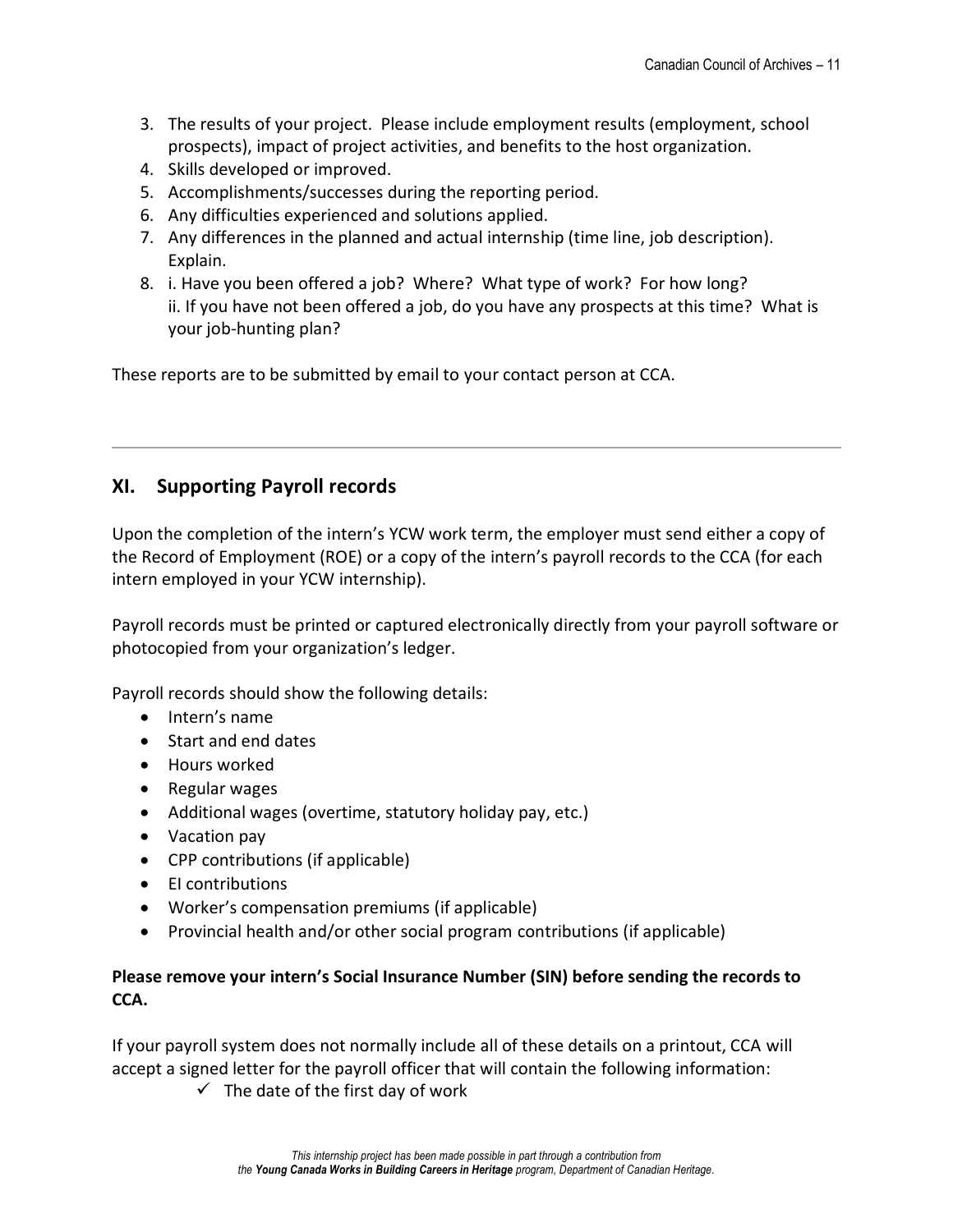3. The results of your project. Please include employment results (employment, school prospects), impact of project activities, and benefits to the host organization.
4. Skills developed or improved.
5. Accomplishments/successes during the reporting period.
6. Any difficulties experienced and solutions applied.
7. Any differences in the planned and actual internship (time line, job description). Explain.
8. i. Have you been offered a job? Where? What type of work? For how long?
   ii. If you have not been offered a job, do you have any prospects at this time? What is your job-hunting plan?

These reports are to be submitted by email to your contact person at CCA.

---

## XI. Supporting Payroll records

Upon the completion of the intern's YCW work term, the employer must send either a copy of the Record of Employment (ROE) or a copy of the intern's payroll records to the CCA (for each intern employed in your YCW internship).

Payroll records must be printed or captured electronically directly from your payroll software or photocopied from your organization's ledger.

Payroll records should show the following details:

- Intern's name
- Start and end dates
- Hours worked
- Regular wages
- Additional wages (overtime, statutory holiday pay, etc.)
- Vacation pay
- CPP contributions (if applicable)
- EI contributions
- Worker's compensation premiums (if applicable)
- Provincial health and/or other social program contributions (if applicable)

**Please remove your intern's Social Insurance Number (SIN) before sending the records to CCA.**

If your payroll system does not normally include all of these details on a printout, CCA will accept a signed letter for the payroll officer that will contain the following information:

- ✓ The date of the first day of work

*This internship project has been made possible in part through a contribution from the **Young Canada Works in Building Careers in Heritage** program, Department of Canadian Heritage.*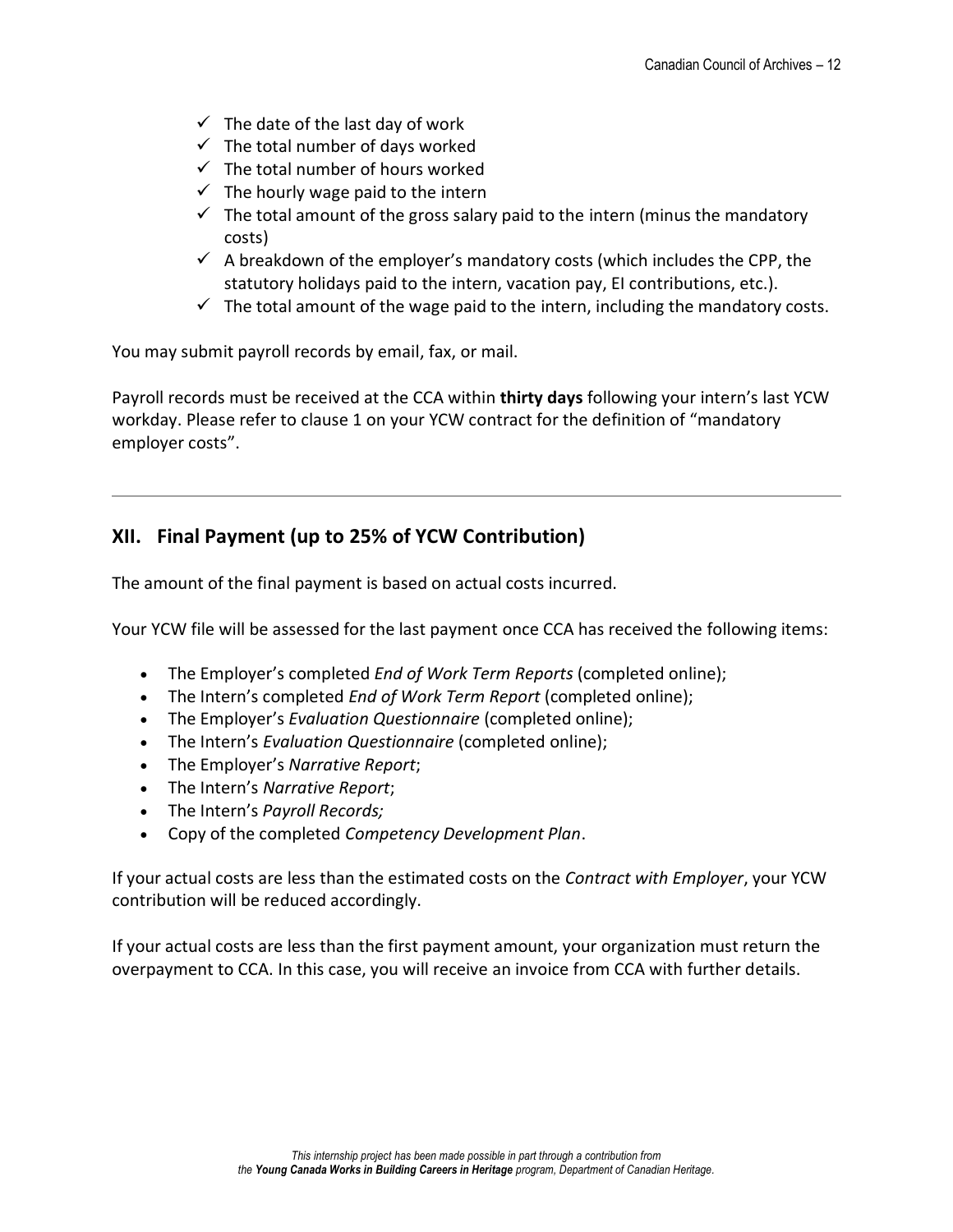- ✓ The date of the last day of work
- ✓ The total number of days worked
- ✓ The total number of hours worked
- ✓ The hourly wage paid to the intern
- ✓ The total amount of the gross salary paid to the intern (minus the mandatory costs)
- ✓ A breakdown of the employer's mandatory costs (which includes the CPP, the statutory holidays paid to the intern, vacation pay, EI contributions, etc.).
- ✓ The total amount of the wage paid to the intern, including the mandatory costs.

You may submit payroll records by email, fax, or mail.

Payroll records must be received at the CCA within **thirty days** following your intern's last YCW workday. Please refer to clause 1 on your YCW contract for the definition of "mandatory employer costs".

---

## XII. Final Payment (up to 25% of YCW Contribution)

The amount of the final payment is based on actual costs incurred.

Your YCW file will be assessed for the last payment once CCA has received the following items:

- The Employer's completed *End of Work Term Reports* (completed online);
- The Intern's completed *End of Work Term Report* (completed online);
- The Employer's *Evaluation Questionnaire* (completed online);
- The Intern's *Evaluation Questionnaire* (completed online);
- The Employer's *Narrative Report*;
- The Intern's *Narrative Report*;
- The Intern's *Payroll Records;*
- Copy of the completed *Competency Development Plan*.

If your actual costs are less than the estimated costs on the *Contract with Employer*, your YCW contribution will be reduced accordingly.

If your actual costs are less than the first payment amount, your organization must return the overpayment to CCA. In this case, you will receive an invoice from CCA with further details.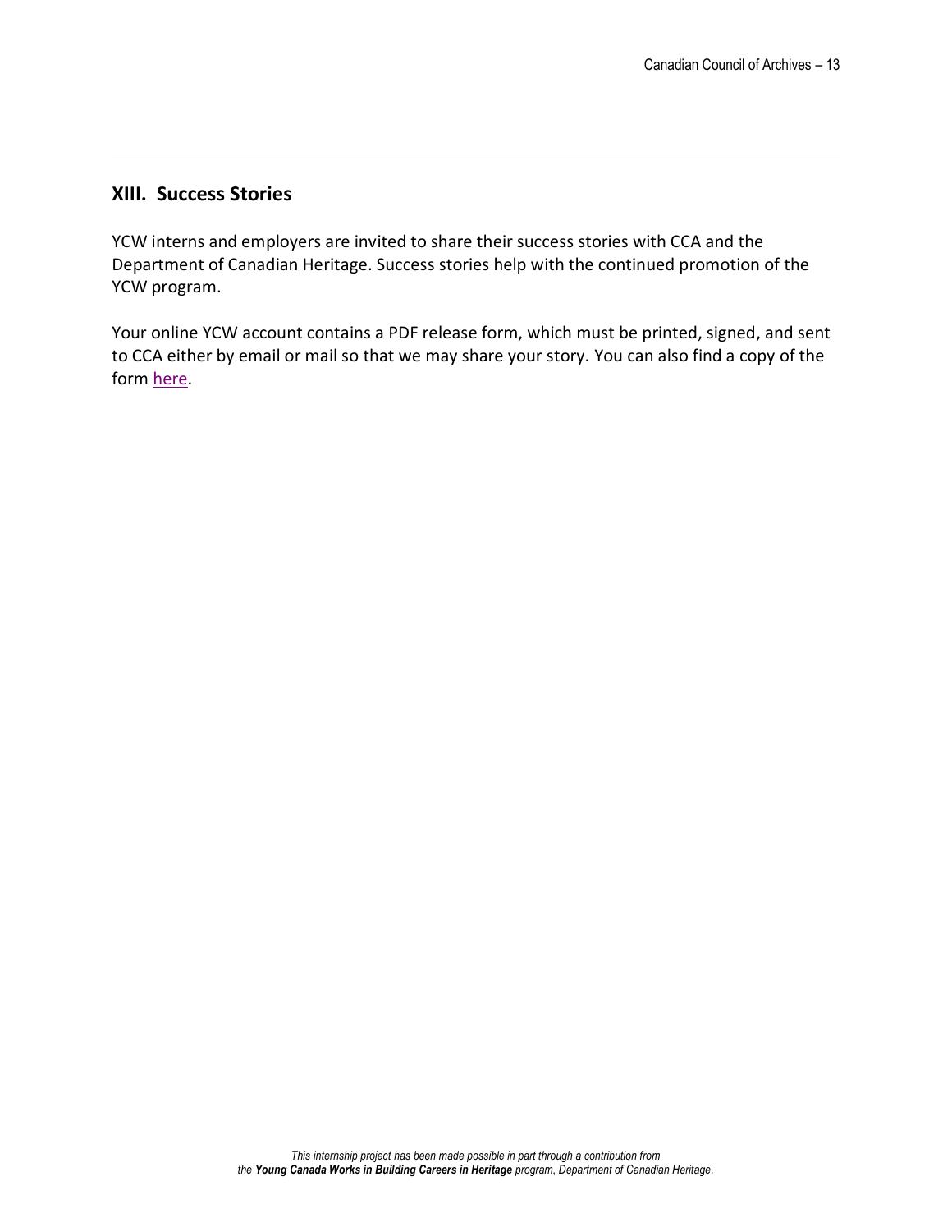## XIII. Success Stories

YCW interns and employers are invited to share their success stories with CCA and the Department of Canadian Heritage. Success stories help with the continued promotion of the YCW program.

Your online YCW account contains a PDF release form, which must be printed, signed, and sent to CCA either by email or mail so that we may share your story. You can also find a copy of the form here.

*This internship project has been made possible in part through a contribution from the* ***Young Canada Works in Building Careers in Heritage*** *program, Department of Canadian Heritage.*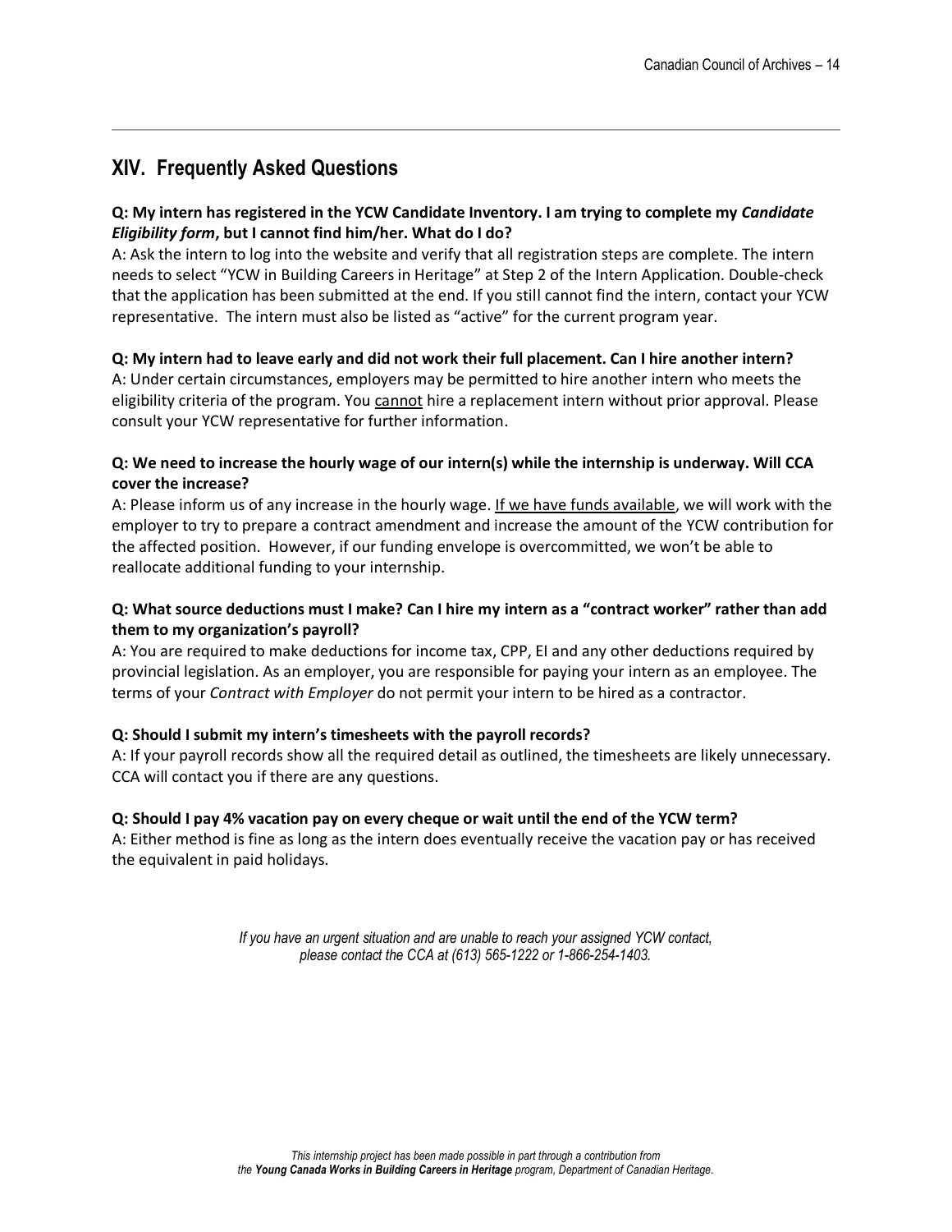## XIV. Frequently Asked Questions

**Q: My intern has registered in the YCW Candidate Inventory. I am trying to complete my *Candidate Eligibility form*, but I cannot find him/her. What do I do?**
A: Ask the intern to log into the website and verify that all registration steps are complete. The intern needs to select "YCW in Building Careers in Heritage" at Step 2 of the Intern Application. Double-check that the application has been submitted at the end. If you still cannot find the intern, contact your YCW representative. The intern must also be listed as "active" for the current program year.

**Q: My intern had to leave early and did not work their full placement. Can I hire another intern?**
A: Under certain circumstances, employers may be permitted to hire another intern who meets the eligibility criteria of the program. You cannot hire a replacement intern without prior approval. Please consult your YCW representative for further information.

**Q: We need to increase the hourly wage of our intern(s) while the internship is underway. Will CCA cover the increase?**
A: Please inform us of any increase in the hourly wage. If we have funds available, we will work with the employer to try to prepare a contract amendment and increase the amount of the YCW contribution for the affected position. However, if our funding envelope is overcommitted, we won't be able to reallocate additional funding to your internship.

**Q: What source deductions must I make? Can I hire my intern as a "contract worker" rather than add them to my organization's payroll?**
A: You are required to make deductions for income tax, CPP, EI and any other deductions required by provincial legislation. As an employer, you are responsible for paying your intern as an employee. The terms of your *Contract with Employer* do not permit your intern to be hired as a contractor.

**Q: Should I submit my intern's timesheets with the payroll records?**
A: If your payroll records show all the required detail as outlined, the timesheets are likely unnecessary. CCA will contact you if there are any questions.

**Q: Should I pay 4% vacation pay on every cheque or wait until the end of the YCW term?**
A: Either method is fine as long as the intern does eventually receive the vacation pay or has received the equivalent in paid holidays.

*If you have an urgent situation and are unable to reach your assigned YCW contact, please contact the CCA at (613) 565-1222 or 1-866-254-1403.*

*This internship project has been made possible in part through a contribution from the **Young Canada Works in Building Careers in Heritage** program, Department of Canadian Heritage.*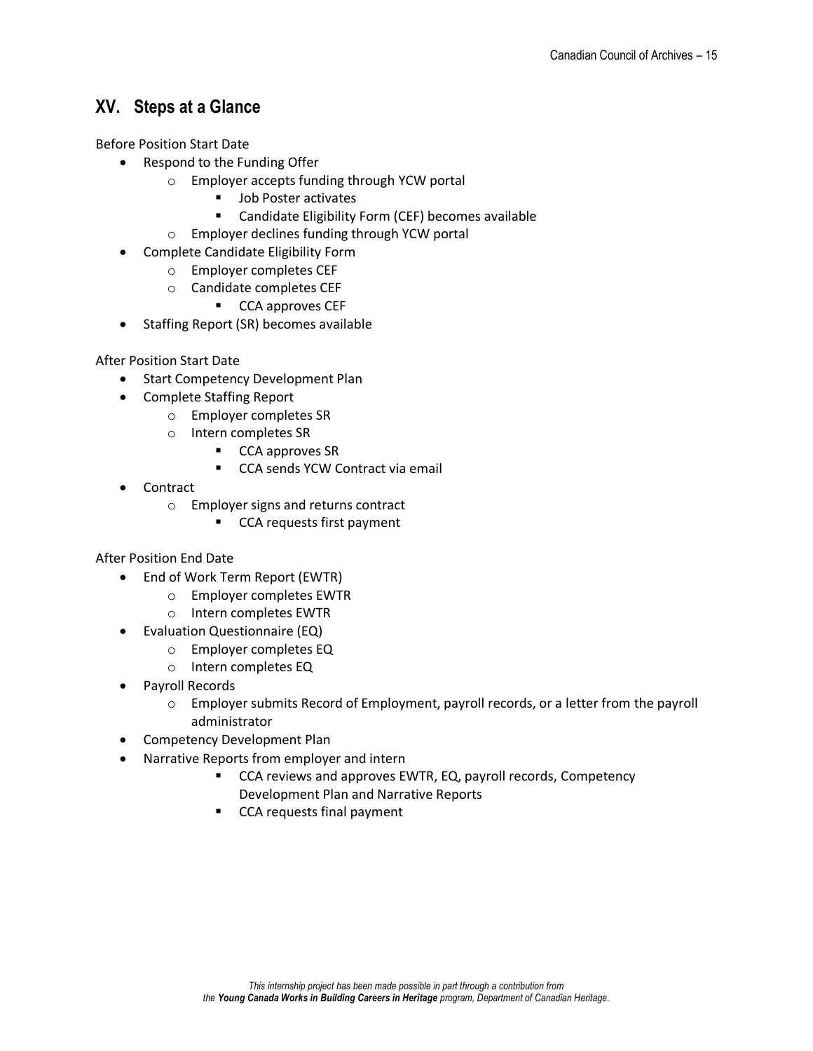## XV. Steps at a Glance

Before Position Start Date

- Respond to the Funding Offer
  - Employer accepts funding through YCW portal
    - Job Poster activates
    - Candidate Eligibility Form (CEF) becomes available
  - Employer declines funding through YCW portal
- Complete Candidate Eligibility Form
  - Employer completes CEF
  - Candidate completes CEF
    - CCA approves CEF
- Staffing Report (SR) becomes available

After Position Start Date

- Start Competency Development Plan
- Complete Staffing Report
  - Employer completes SR
  - Intern completes SR
    - CCA approves SR
    - CCA sends YCW Contract via email
- Contract
  - Employer signs and returns contract
    - CCA requests first payment

After Position End Date

- End of Work Term Report (EWTR)
  - Employer completes EWTR
  - Intern completes EWTR
- Evaluation Questionnaire (EQ)
  - Employer completes EQ
  - Intern completes EQ
- Payroll Records
  - Employer submits Record of Employment, payroll records, or a letter from the payroll administrator
- Competency Development Plan
- Narrative Reports from employer and intern
    - CCA reviews and approves EWTR, EQ, payroll records, Competency Development Plan and Narrative Reports
    - CCA requests final payment

*This internship project has been made possible in part through a contribution from the **Young Canada Works in Building Careers in Heritage** program, Department of Canadian Heritage.*